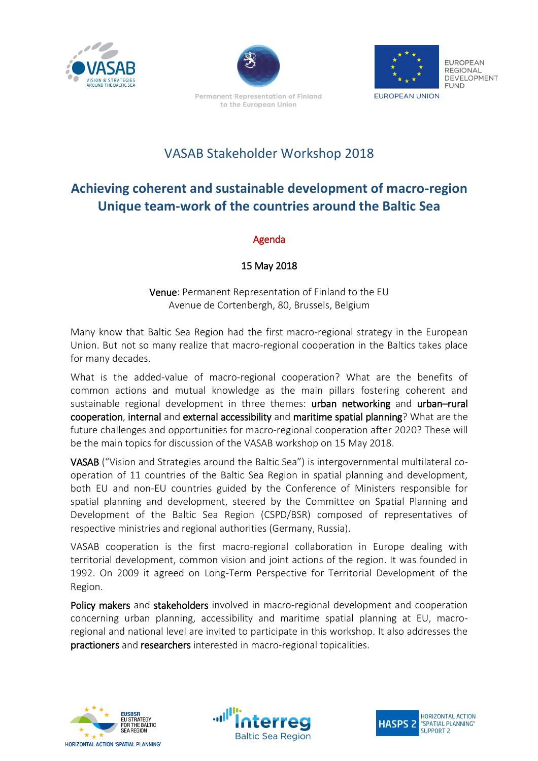# VASAB Stakeholder Workshop 2018

## Achieving coherent and sustainable development of macro-region Unique team-work of the countries around the Baltic Sea

### Agenda

15 May 2018

**Venue**: Permanent Representation of Finland to the EU
Avenue de Cortenbergh, 80, Brussels, Belgium

Many know that Baltic Sea Region had the first macro-regional strategy in the European Union. But not so many realize that macro-regional cooperation in the Baltics takes place for many decades.

What is the added-value of macro-regional cooperation? What are the benefits of common actions and mutual knowledge as the main pillars fostering coherent and sustainable regional development in three themes: **urban networking** and **urban–rural cooperation**, **internal** and **external accessibility** and **maritime spatial planning**? What are the future challenges and opportunities for macro-regional cooperation after 2020? These will be the main topics for discussion of the VASAB workshop on 15 May 2018.

**VASAB** ("Vision and Strategies around the Baltic Sea") is intergovernmental multilateral co-operation of 11 countries of the Baltic Sea Region in spatial planning and development, both EU and non-EU countries guided by the Conference of Ministers responsible for spatial planning and development, steered by the Committee on Spatial Planning and Development of the Baltic Sea Region (CSPD/BSR) composed of representatives of respective ministries and regional authorities (Germany, Russia).

VASAB cooperation is the first macro-regional collaboration in Europe dealing with territorial development, common vision and joint actions of the region. It was founded in 1992. On 2009 it agreed on Long-Term Perspective for Territorial Development of the Region.

**Policy makers** and **stakeholders** involved in macro-regional development and cooperation concerning urban planning, accessibility and maritime spatial planning at EU, macro-regional and national level are invited to participate in this workshop. It also addresses the **practioners** and **researchers** interested in macro-regional topicalities.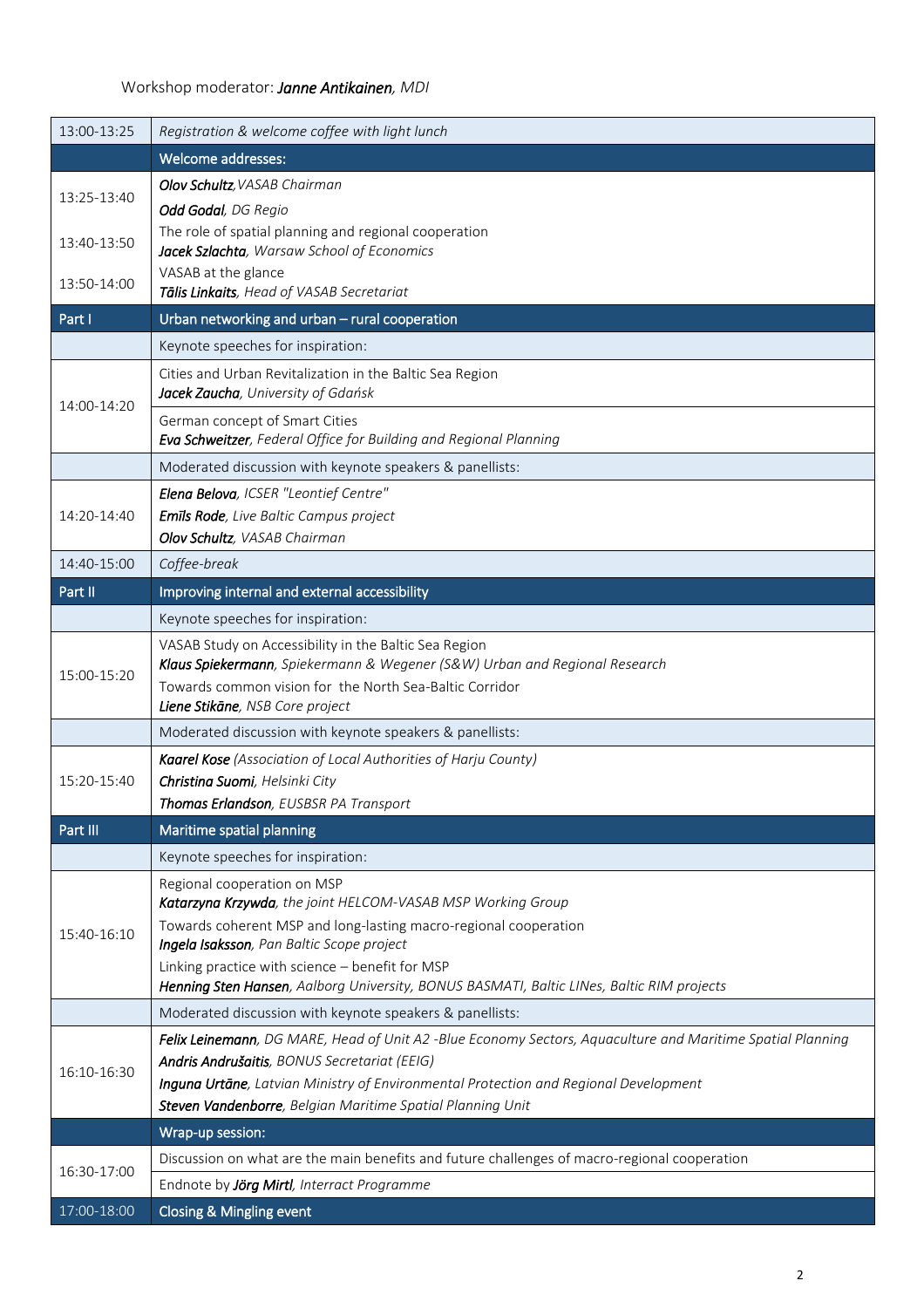Workshop moderator: ***Janne Antikainen**, MDI*

| | |
|---|---|
| 13:00-13:25 | *Registration & welcome coffee with light lunch* |
| | Welcome addresses: |
| 13:25-13:40 | ***Olov Schultz**, VASAB Chairman*<br>***Odd Godal**, DG Regio* |
| 13:40-13:50 | The role of spatial planning and regional cooperation<br>***Jacek Szlachta**, Warsaw School of Economics* |
| 13:50-14:00 | VASAB at the glance<br>***Tālis Linkaits**, Head of VASAB Secretariat* |
| Part I | Urban networking and urban – rural cooperation |
| | Keynote speeches for inspiration: |
| 14:00-14:20 | Cities and Urban Revitalization in the Baltic Sea Region<br>***Jacek Zaucha**, University of Gdańsk*<br>German concept of Smart Cities<br>***Eva Schweitzer**, Federal Office for Building and Regional Planning* |
| | Moderated discussion with keynote speakers & panellists: |
| 14:20-14:40 | ***Elena Belova**, ICSER "Leontief Centre"*<br>***Emīls Rode**, Live Baltic Campus project*<br>***Olov Schultz**, VASAB Chairman* |
| 14:40-15:00 | *Coffee-break* |
| Part II | Improving internal and external accessibility |
| | Keynote speeches for inspiration: |
| 15:00-15:20 | VASAB Study on Accessibility in the Baltic Sea Region<br>***Klaus Spiekermann**, Spiekermann & Wegener (S&W) Urban and Regional Research*<br>Towards common vision for the North Sea-Baltic Corridor<br>***Liene Stikāne**, NSB Core project* |
| | Moderated discussion with keynote speakers & panellists: |
| 15:20-15:40 | ***Kaarel Kose** (Association of Local Authorities of Harju County)*<br>***Christina Suomi**, Helsinki City*<br>***Thomas Erlandson**, EUSBSR PA Transport* |
| Part III | Maritime spatial planning |
| | Keynote speeches for inspiration: |
| 15:40-16:10 | Regional cooperation on MSP<br>***Katarzyna Krzywda**, the joint HELCOM-VASAB MSP Working Group*<br>Towards coherent MSP and long-lasting macro-regional cooperation<br>***Ingela Isaksson**, Pan Baltic Scope project*<br>Linking practice with science – benefit for MSP<br>***Henning Sten Hansen**, Aalborg University, BONUS BASMATI, Baltic LINes, Baltic RIM projects* |
| | Moderated discussion with keynote speakers & panellists: |
| 16:10-16:30 | ***Felix Leinemann**, DG MARE, Head of Unit A2 -Blue Economy Sectors, Aquaculture and Maritime Spatial Planning*<br>***Andris Andrušaitis**, BONUS Secretariat (EEIG)*<br>***Inguna Urtāne**, Latvian Ministry of Environmental Protection and Regional Development*<br>***Steven Vandenborre**, Belgian Maritime Spatial Planning Unit* |
| | Wrap-up session: |
| 16:30-17:00 | Discussion on what are the main benefits and future challenges of macro-regional cooperation<br>Endnote by ***Jörg Mirtl**, Interract Programme* |
| 17:00-18:00 | Closing & Mingling event |